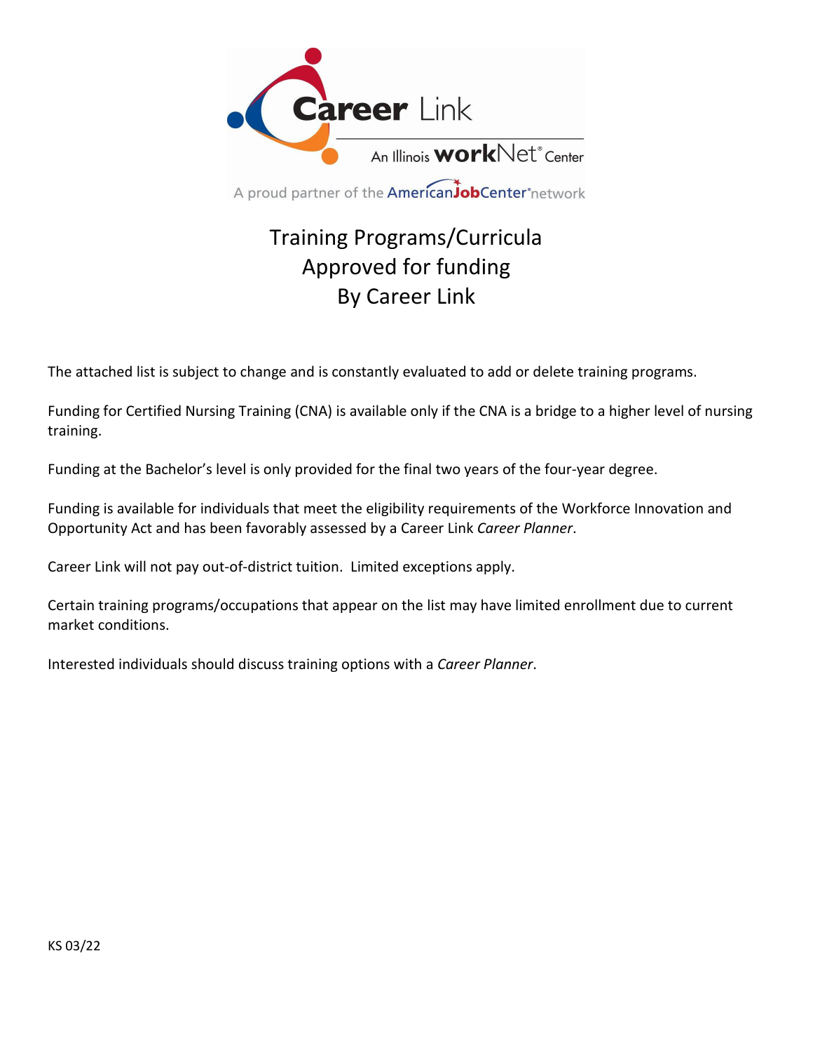Career Link

An Illinois workNet® Center

A proud partner of the AmericanJobCenter® network

# Training Programs/Curricula Approved for funding By Career Link

The attached list is subject to change and is constantly evaluated to add or delete training programs.

Funding for Certified Nursing Training (CNA) is available only if the CNA is a bridge to a higher level of nursing training.

Funding at the Bachelor's level is only provided for the final two years of the four-year degree.

Funding is available for individuals that meet the eligibility requirements of the Workforce Innovation and Opportunity Act and has been favorably assessed by a Career Link *Career Planner*.

Career Link will not pay out-of-district tuition. Limited exceptions apply.

Certain training programs/occupations that appear on the list may have limited enrollment due to current market conditions.

Interested individuals should discuss training options with a *Career Planner*.

KS 03/22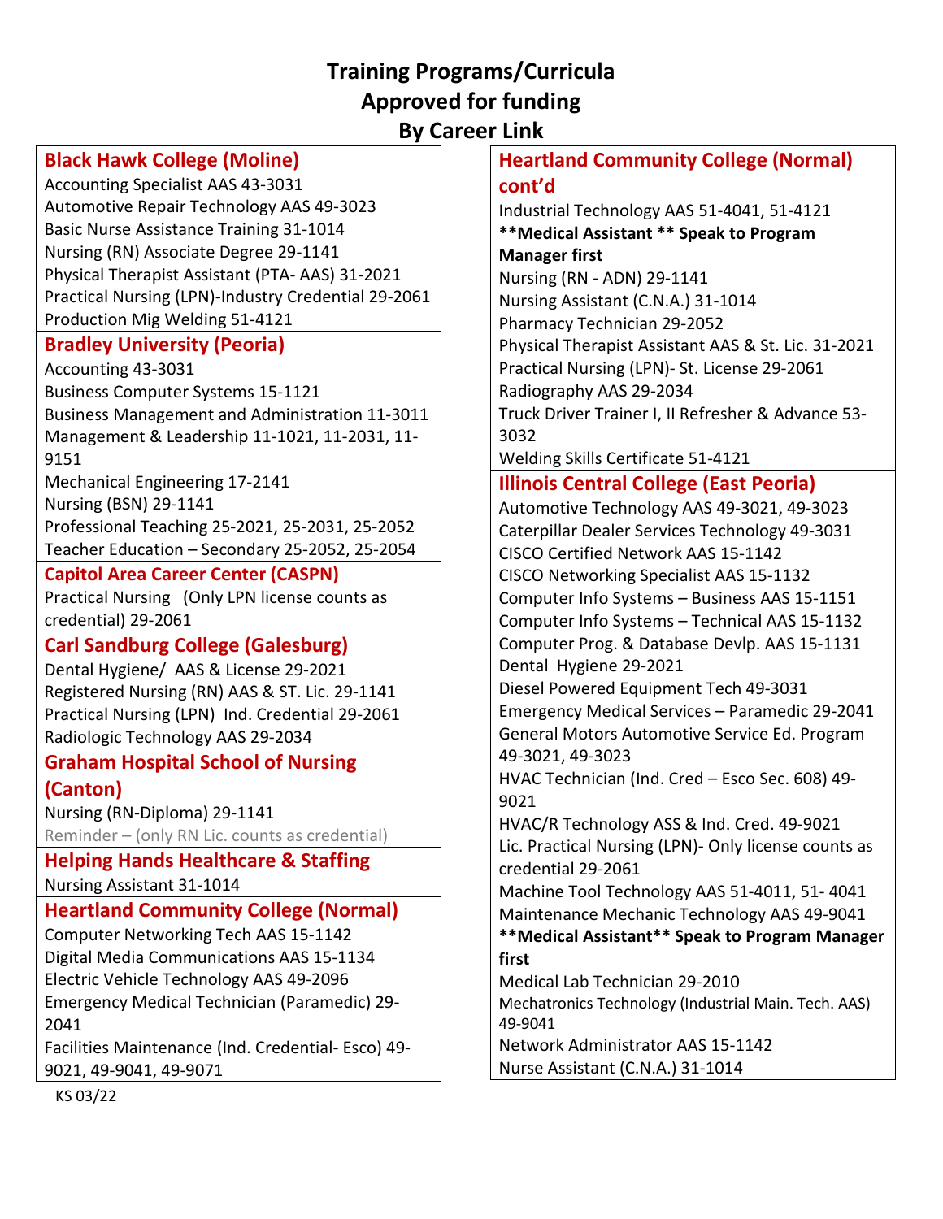# Training Programs/Curricula Approved for funding By Career Link

## Black Hawk College (Moline)

Accounting Specialist AAS 43-3031
Automotive Repair Technology AAS 49-3023
Basic Nurse Assistance Training 31-1014
Nursing (RN) Associate Degree 29-1141
Physical Therapist Assistant (PTA- AAS) 31-2021
Practical Nursing (LPN)-Industry Credential 29-2061
Production Mig Welding 51-4121

## Bradley University (Peoria)

Accounting 43-3031
Business Computer Systems 15-1121
Business Management and Administration 11-3011
Management & Leadership 11-1021, 11-2031, 11-9151
Mechanical Engineering 17-2141
Nursing (BSN) 29-1141
Professional Teaching 25-2021, 25-2031, 25-2052
Teacher Education – Secondary 25-2052, 25-2054

## Capitol Area Career Center (CASPN)

Practical Nursing (Only LPN license counts as credential) 29-2061

## Carl Sandburg College (Galesburg)

Dental Hygiene/ AAS & License 29-2021
Registered Nursing (RN) AAS & ST. Lic. 29-1141
Practical Nursing (LPN) Ind. Credential 29-2061
Radiologic Technology AAS 29-2034

## Graham Hospital School of Nursing (Canton)

Nursing (RN-Diploma) 29-1141
Reminder – (only RN Lic. counts as credential)

## Helping Hands Healthcare & Staffing

Nursing Assistant 31-1014

## Heartland Community College (Normal)

Computer Networking Tech AAS 15-1142
Digital Media Communications AAS 15-1134
Electric Vehicle Technology AAS 49-2096
Emergency Medical Technician (Paramedic) 29-2041
Facilities Maintenance (Ind. Credential- Esco) 49-9021, 49-9041, 49-9071

## Heartland Community College (Normal) cont'd

Industrial Technology AAS 51-4041, 51-4121
**\*\*Medical Assistant \*\* Speak to Program Manager first**
Nursing (RN - ADN) 29-1141
Nursing Assistant (C.N.A.) 31-1014
Pharmacy Technician 29-2052
Physical Therapist Assistant AAS & St. Lic. 31-2021
Practical Nursing (LPN)- St. License 29-2061
Radiography AAS 29-2034
Truck Driver Trainer I, II Refresher & Advance 53-3032
Welding Skills Certificate 51-4121

## Illinois Central College (East Peoria)

Automotive Technology AAS 49-3021, 49-3023
Caterpillar Dealer Services Technology 49-3031
CISCO Certified Network AAS 15-1142
CISCO Networking Specialist AAS 15-1132
Computer Info Systems – Business AAS 15-1151
Computer Info Systems – Technical AAS 15-1132
Computer Prog. & Database Devlp. AAS 15-1131
Dental Hygiene 29-2021
Diesel Powered Equipment Tech 49-3031
Emergency Medical Services – Paramedic 29-2041
General Motors Automotive Service Ed. Program 49-3021, 49-3023
HVAC Technician (Ind. Cred – Esco Sec. 608) 49-9021
HVAC/R Technology ASS & Ind. Cred. 49-9021
Lic. Practical Nursing (LPN)- Only license counts as credential 29-2061
Machine Tool Technology AAS 51-4011, 51- 4041
Maintenance Mechanic Technology AAS 49-9041
**\*\*Medical Assistant\*\* Speak to Program Manager first**
Medical Lab Technician 29-2010
Mechatronics Technology (Industrial Main. Tech. AAS) 49-9041
Network Administrator AAS 15-1142
Nurse Assistant (C.N.A.) 31-1014

KS 03/22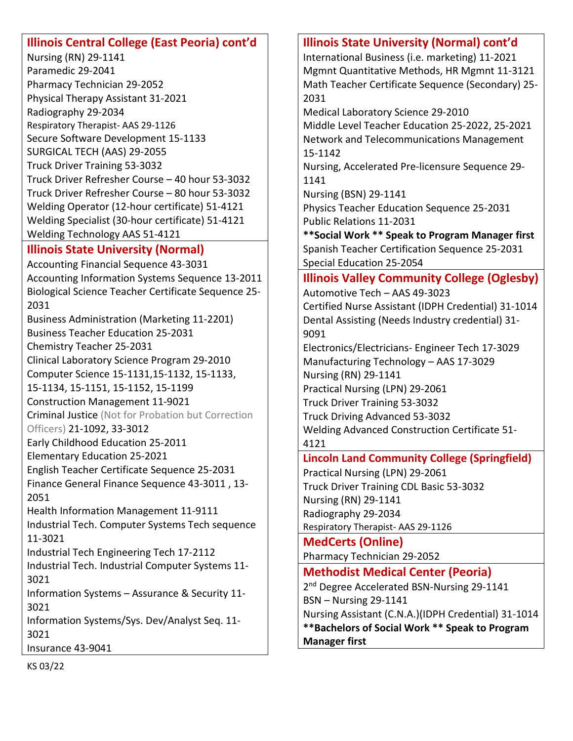## Illinois Central College (East Peoria) cont'd

Nursing (RN) 29-1141
Paramedic 29-2041
Pharmacy Technician 29-2052
Physical Therapy Assistant 31-2021
Radiography 29-2034
Respiratory Therapist- AAS 29-1126
Secure Software Development 15-1133
SURGICAL TECH (AAS) 29-2055
Truck Driver Training 53-3032
Truck Driver Refresher Course – 40 hour 53-3032
Truck Driver Refresher Course – 80 hour 53-3032
Welding Operator (12-hour certificate) 51-4121
Welding Specialist (30-hour certificate) 51-4121
Welding Technology AAS 51-4121

## Illinois State University (Normal)

Accounting Financial Sequence 43-3031
Accounting Information Systems Sequence 13-2011
Biological Science Teacher Certificate Sequence 25-2031
Business Administration (Marketing 11-2201)
Business Teacher Education 25-2031
Chemistry Teacher 25-2031
Clinical Laboratory Science Program 29-2010
Computer Science 15-1131,15-1132, 15-1133, 15-1134, 15-1151, 15-1152, 15-1199
Construction Management 11-9021
Criminal Justice (Not for Probation but Correction Officers) 21-1092, 33-3012
Early Childhood Education 25-2011
Elementary Education 25-2021
English Teacher Certificate Sequence 25-2031
Finance General Finance Sequence 43-3011 , 13-2051
Health Information Management 11-9111
Industrial Tech. Computer Systems Tech sequence 11-3021
Industrial Tech Engineering Tech 17-2112
Industrial Tech. Industrial Computer Systems 11-3021
Information Systems – Assurance & Security 11-3021
Information Systems/Sys. Dev/Analyst Seq. 11-3021
Insurance 43-9041

## Illinois State University (Normal) cont'd

International Business (i.e. marketing) 11-2021
Mgmnt Quantitative Methods, HR Mgmnt 11-3121
Math Teacher Certificate Sequence (Secondary) 25-2031
Medical Laboratory Science 29-2010
Middle Level Teacher Education 25-2022, 25-2021
Network and Telecommunications Management 15-1142
Nursing, Accelerated Pre-licensure Sequence 29-1141
Nursing (BSN) 29-1141
Physics Teacher Education Sequence 25-2031
Public Relations 11-2031
**Social Work ** Speak to Program Manager first**
Spanish Teacher Certification Sequence 25-2031
Special Education 25-2054

## Illinois Valley Community College (Oglesby)

Automotive Tech – AAS 49-3023
Certified Nurse Assistant (IDPH Credential) 31-1014
Dental Assisting (Needs Industry credential) 31-9091
Electronics/Electricians- Engineer Tech 17-3029
Manufacturing Technology – AAS 17-3029
Nursing (RN) 29-1141
Practical Nursing (LPN) 29-2061
Truck Driver Training 53-3032
Truck Driving Advanced 53-3032
Welding Advanced Construction Certificate 51-4121

## Lincoln Land Community College (Springfield)

Practical Nursing (LPN) 29-2061
Truck Driver Training CDL Basic 53-3032
Nursing (RN) 29-1141
Radiography 29-2034
Respiratory Therapist- AAS 29-1126

## MedCerts (Online)

Pharmacy Technician 29-2052

## Methodist Medical Center (Peoria)

2nd Degree Accelerated BSN-Nursing 29-1141
BSN – Nursing 29-1141
Nursing Assistant (C.N.A.)(IDPH Credential) 31-1014
**Bachelors of Social Work ** Speak to Program Manager first**

KS 03/22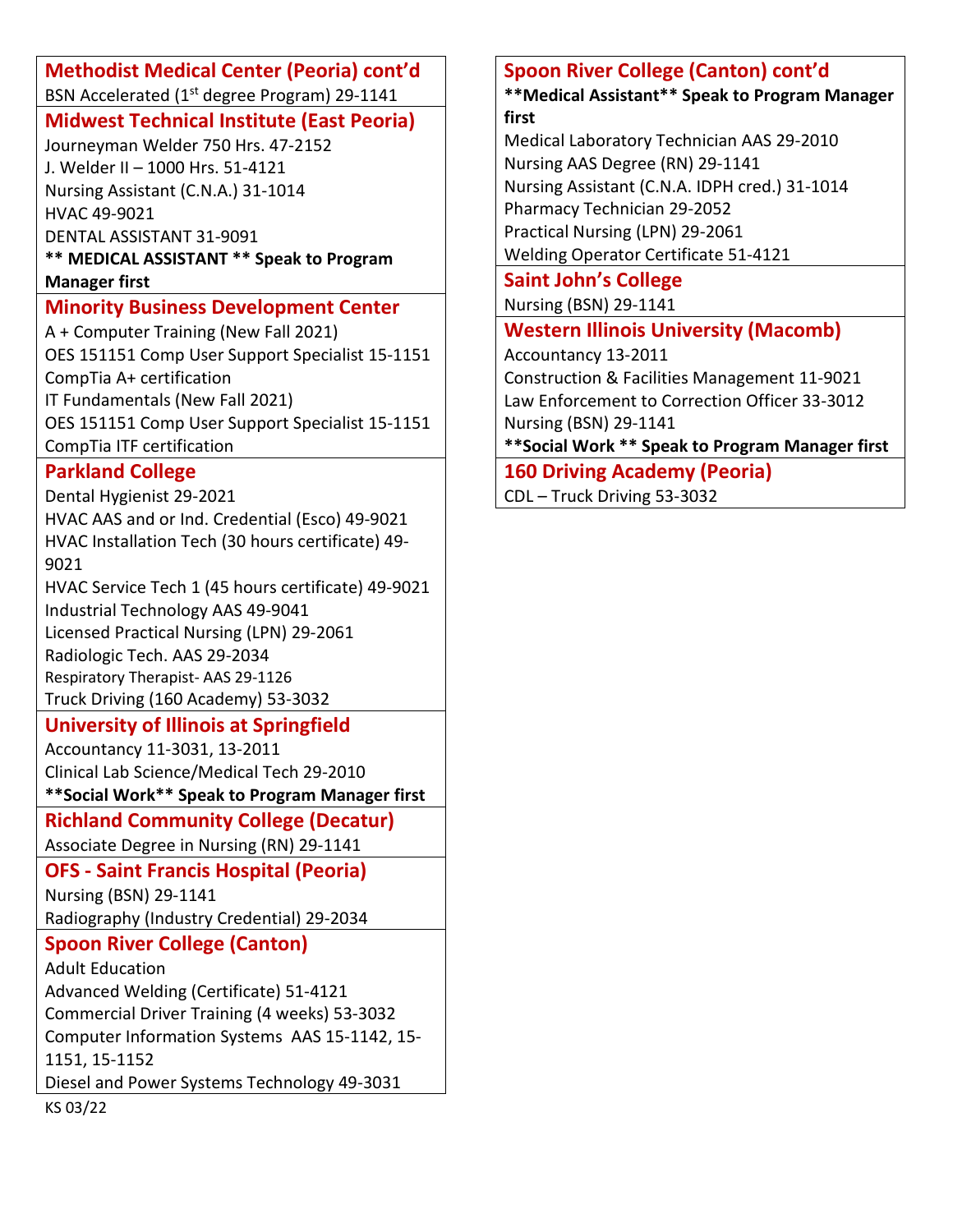## Methodist Medical Center (Peoria) cont'd

BSN Accelerated (1st degree Program) 29-1141

## Midwest Technical Institute (East Peoria)

Journeyman Welder 750 Hrs. 47-2152
J. Welder II – 1000 Hrs. 51-4121
Nursing Assistant (C.N.A.) 31-1014
HVAC 49-9021
DENTAL ASSISTANT 31-9091
**\*\* MEDICAL ASSISTANT \*\* Speak to Program Manager first**

## Minority Business Development Center

A + Computer Training (New Fall 2021)
OES 151151 Comp User Support Specialist 15-1151
CompTia A+ certification
IT Fundamentals (New Fall 2021)
OES 151151 Comp User Support Specialist 15-1151
CompTia ITF certification

## Parkland College

Dental Hygienist 29-2021
HVAC AAS and or Ind. Credential (Esco) 49-9021
HVAC Installation Tech (30 hours certificate) 49-9021
HVAC Service Tech 1 (45 hours certificate) 49-9021
Industrial Technology AAS 49-9041
Licensed Practical Nursing (LPN) 29-2061
Radiologic Tech. AAS 29-2034
Respiratory Therapist- AAS 29-1126
Truck Driving (160 Academy) 53-3032

## University of Illinois at Springfield

Accountancy 11-3031, 13-2011
Clinical Lab Science/Medical Tech 29-2010
**\*\*Social Work\*\* Speak to Program Manager first**

## Richland Community College (Decatur)

Associate Degree in Nursing (RN) 29-1141

## OFS - Saint Francis Hospital (Peoria)

Nursing (BSN) 29-1141
Radiography (Industry Credential) 29-2034

## Spoon River College (Canton)

Adult Education
Advanced Welding (Certificate) 51-4121
Commercial Driver Training (4 weeks) 53-3032
Computer Information Systems AAS 15-1142, 15-1151, 15-1152
Diesel and Power Systems Technology 49-3031

## Spoon River College (Canton) cont'd

**\*\*Medical Assistant\*\* Speak to Program Manager first**
Medical Laboratory Technician AAS 29-2010
Nursing AAS Degree (RN) 29-1141
Nursing Assistant (C.N.A. IDPH cred.) 31-1014
Pharmacy Technician 29-2052
Practical Nursing (LPN) 29-2061
Welding Operator Certificate 51-4121

## Saint John's College

Nursing (BSN) 29-1141

## Western Illinois University (Macomb)

Accountancy 13-2011
Construction & Facilities Management 11-9021
Law Enforcement to Correction Officer 33-3012
Nursing (BSN) 29-1141
**\*\*Social Work \*\* Speak to Program Manager first**

## 160 Driving Academy (Peoria)

CDL – Truck Driving 53-3032

KS 03/22